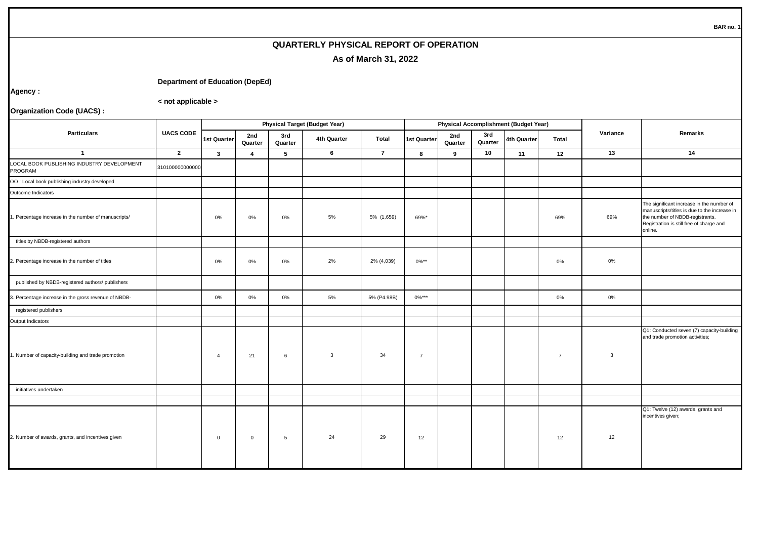BAR no. 1

# QUARTERLY PHYSICAL REPORT OF OPERATION

## As of March 31, 2022

**Agency :** **Department of Education (DepEd)**

**Organization Code (UACS) :** **< not applicable >**

| Particulars | UACS CODE | Physical Target (Budget Year) | | | | | Physical Accomplishment (Budget Year) | | | | | Variance | Remarks |
|---|---|---|---|---|---|---|---|---|---|---|---|---|---|
| | | 1st Quarter | 2nd Quarter | 3rd Quarter | 4th Quarter | Total | 1st Quarter | 2nd Quarter | 3rd Quarter | 4th Quarter | Total | | |
| 1 | 2 | 3 | 4 | 5 | 6 | 7 | 8 | 9 | 10 | 11 | 12 | 13 | 14 |
| LOCAL BOOK PUBLISHING INDUSTRY DEVELOPMENT PROGRAM | 310100000000000 | | | | | | | | | | | | |
| OO : Local book publishing industry developed | | | | | | | | | | | | | |
| Outcome Indicators | | | | | | | | | | | | | |
| 1. Percentage increase in the number of manuscripts/ | | 0% | 0% | 0% | 5% | 5% (1,659) | 69%* | | | | 69% | 69% | The significant increase in the number of manuscripts/titles is due to the increase in the number of NBDB-registrants. Registration is still free of charge and online. |
| titles by NBDB-registered authors | | | | | | | | | | | | | |
| 2. Percentage increase in the number of titles | | 0% | 0% | 0% | 2% | 2% (4,039) | 0%** | | | | 0% | 0% | |
| published by NBDB-registered authors/ publishers | | | | | | | | | | | | | |
| 3. Percentage increase in the gross revenue of NBDB- | | 0% | 0% | 0% | 5% | 5% (P4.98B) | 0%*** | | | | 0% | 0% | |
| registered publishers | | | | | | | | | | | | | |
| Output Indicators | | | | | | | | | | | | | |
| 1. Number of capacity-building and trade promotion | | 4 | 21 | 6 | 3 | 34 | 7 | | | | 7 | 3 | Q1: Conducted seven (7) capacity-building and trade promotion activities; |
| initiatives undertaken | | | | | | | | | | | | | |
| | | | | | | | | | | | | | |
| 2. Number of awards, grants, and incentives given | | 0 | 0 | 5 | 24 | 29 | 12 | | | | 12 | 12 | Q1: Twelve (12) awards, grants and incentives given; |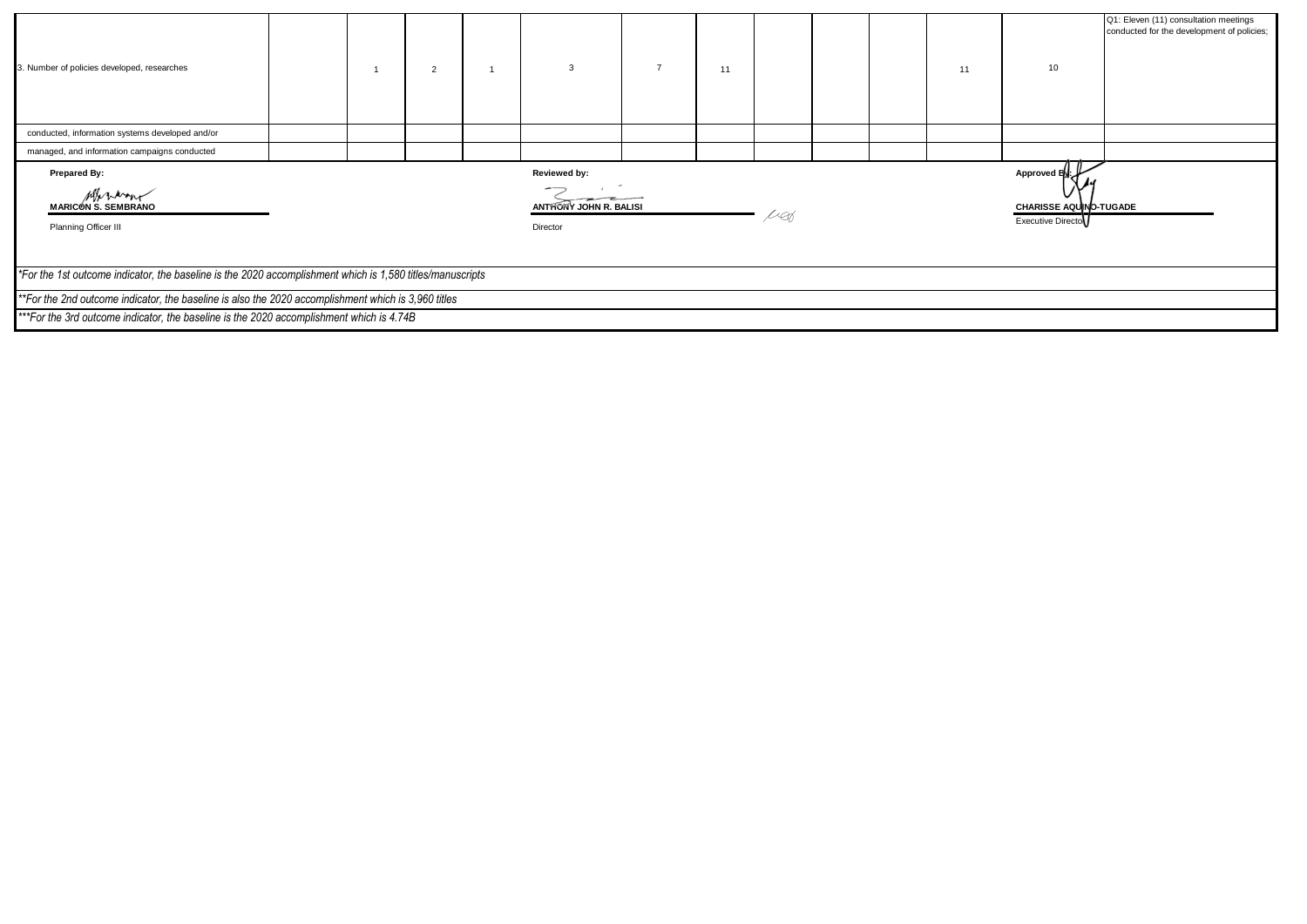| | | | | | | | | | | | | | |
|---|---|---|---|---|---|---|---|---|---|---|---|---|---|
| 3. Number of policies developed, researches | | 1 | 2 | 1 | 3 | 7 | 11 | | | | 11 | 10 | Q1: Eleven (11) consultation meetings conducted for the development of policies; |
| conducted, information systems developed and/or | | | | | | | | | | | | | |
| managed, and information campaigns conducted | | | | | | | | | | | | | |

**Prepared By:**

**MARICON S. SEMBRANO**
Planning Officer III

**Reviewed by:**

**ANTHONY JOHN R. BALISI**
Director

**Approved By:**

**CHARISSE AQUINO-TUGADE**
Executive Director

*\*For the 1st outcome indicator, the baseline is the 2020 accomplishment which is 1,580 titles/manuscripts*

*\*\*For the 2nd outcome indicator, the baseline is also the 2020 accomplishment which is 3,960 titles*

*\*\*\*For the 3rd outcome indicator, the baseline is the 2020 accomplishment which is 4.74B*